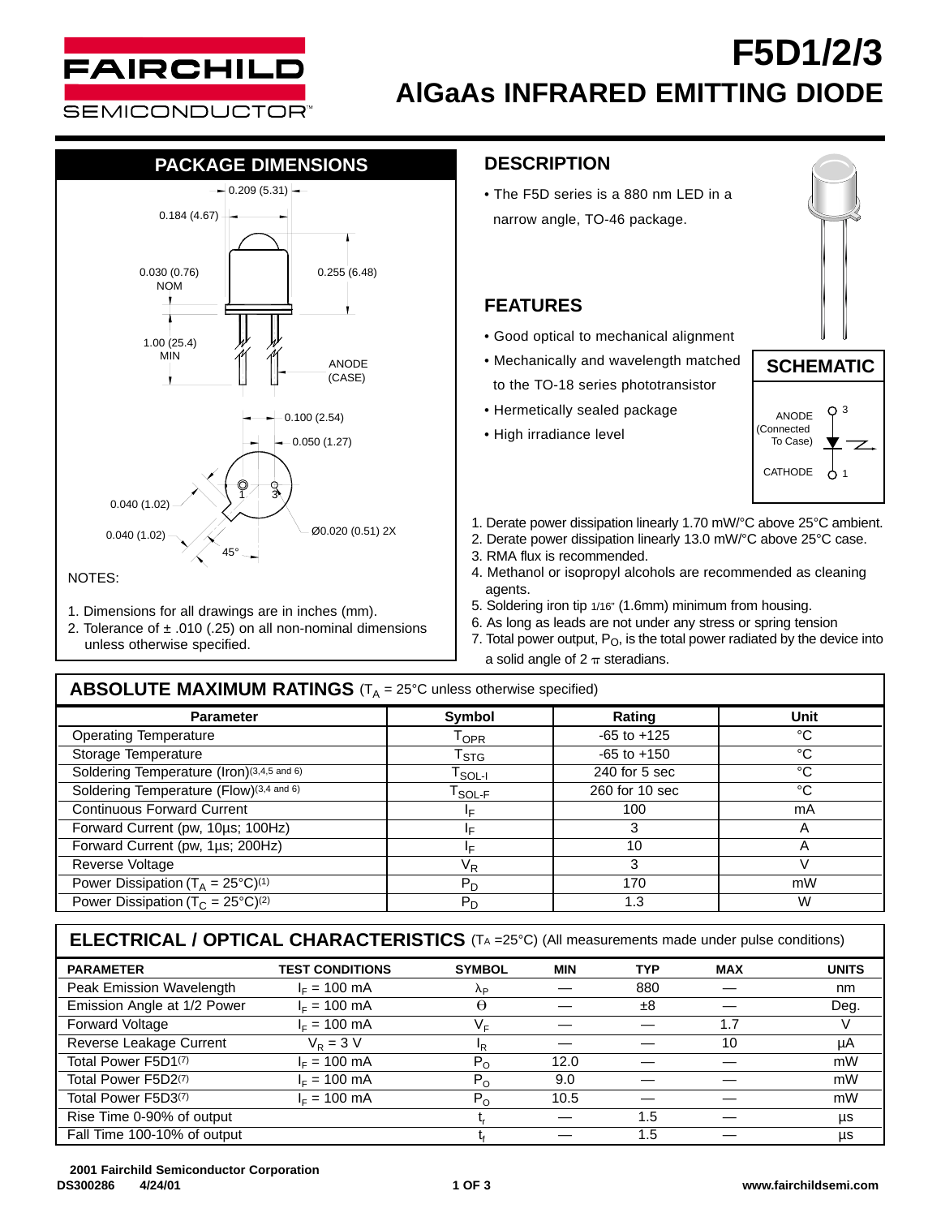# F5D1/2/3

# AlGaAs INFRARED EMITTING DIODE

## PACKAGE DIMENSIONS

0.209 (5.31)

0.184 (4.67)

0.030 (0.76) NOM

0.255 (6.48)

1.00 (25.4) MIN

ANODE (CASE)

0.100 (2.54)

0.050 (1.27)

0.040 (1.02)

0.040 (1.02)

Ø0.020 (0.51) 2X

45°

1 3

NOTES:

1. Dimensions for all drawings are in inches (mm).
2. Tolerance of ± .010 (.25) on all non-nominal dimensions unless otherwise specified.

## DESCRIPTION

- The F5D series is a 880 nm LED in a narrow angle, TO-46 package.

## FEATURES

- Good optical to mechanical alignment
- Mechanically and wavelength matched to the TO-18 series phototransistor
- Hermetically sealed package
- High irradiance level

## SCHEMATIC

ANODE (Connected To Case) 3

CATHODE 1

1. Derate power dissipation linearly 1.70 mW/°C above 25°C ambient.
2. Derate power dissipation linearly 13.0 mW/°C above 25°C case.
3. RMA flux is recommended.
4. Methanol or isopropyl alcohols are recommended as cleaning agents.
5. Soldering iron tip 1/16" (1.6mm) minimum from housing.
6. As long as leads are not under any stress or spring tension
7. Total power output, $P_O$, is the total power radiated by the device into a solid angle of 2 $\pi$ steradians.

## ABSOLUTE MAXIMUM RATINGS ($T_A$ = 25°C unless otherwise specified)

| Parameter | Symbol | Rating | Unit |
|---|---|---|---|
| Operating Temperature | $T_{OPR}$ | -65 to +125 | °C |
| Storage Temperature | $T_{STG}$ | -65 to +150 | °C |
| Soldering Temperature (Iron)(3,4,5 and 6) | $T_{SOL-I}$ | 240 for 5 sec | °C |
| Soldering Temperature (Flow)(3,4 and 6) | $T_{SOL-F}$ | 260 for 10 sec | °C |
| Continuous Forward Current | $I_F$ | 100 | mA |
| Forward Current (pw, 10µs; 100Hz) | $I_F$ | 3 | A |
| Forward Current (pw, 1µs; 200Hz) | $I_F$ | 10 | A |
| Reverse Voltage | $V_R$ | 3 | V |
| Power Dissipation ($T_A$ = 25°C)(1) | $P_D$ | 170 | mW |
| Power Dissipation ($T_C$ = 25°C)(2) | $P_D$ | 1.3 | W |

## ELECTRICAL / OPTICAL CHARACTERISTICS ($T_A$ =25°C) (All measurements made under pulse conditions)

| PARAMETER | TEST CONDITIONS | SYMBOL | MIN | TYP | MAX | UNITS |
|---|---|---|---|---|---|---|
| Peak Emission Wavelength | $I_F$ = 100 mA | $\lambda_P$ | — | 880 | — | nm |
| Emission Angle at 1/2 Power | $I_F$ = 100 mA | $\Theta$ | — | ±8 | — | Deg. |
| Forward Voltage | $I_F$ = 100 mA | $V_F$ | — | — | 1.7 | V |
| Reverse Leakage Current | $V_R$ = 3 V | $I_R$ | — | — | 10 | µA |
| Total Power F5D1(7) | $I_F$ = 100 mA | $P_O$ | 12.0 | — | — | mW |
| Total Power F5D2(7) | $I_F$ = 100 mA | $P_O$ | 9.0 | — | — | mW |
| Total Power F5D3(7) | $I_F$ = 100 mA | $P_O$ | 10.5 | — | — | mW |
| Rise Time 0-90% of output | | $t_r$ | — | 1.5 | — | µs |
| Fall Time 100-10% of output | | $t_f$ | — | 1.5 | — | µs |

2001 Fairchild Semiconductor Corporation
DS300286 4/24/01 www.fairchildsemi.com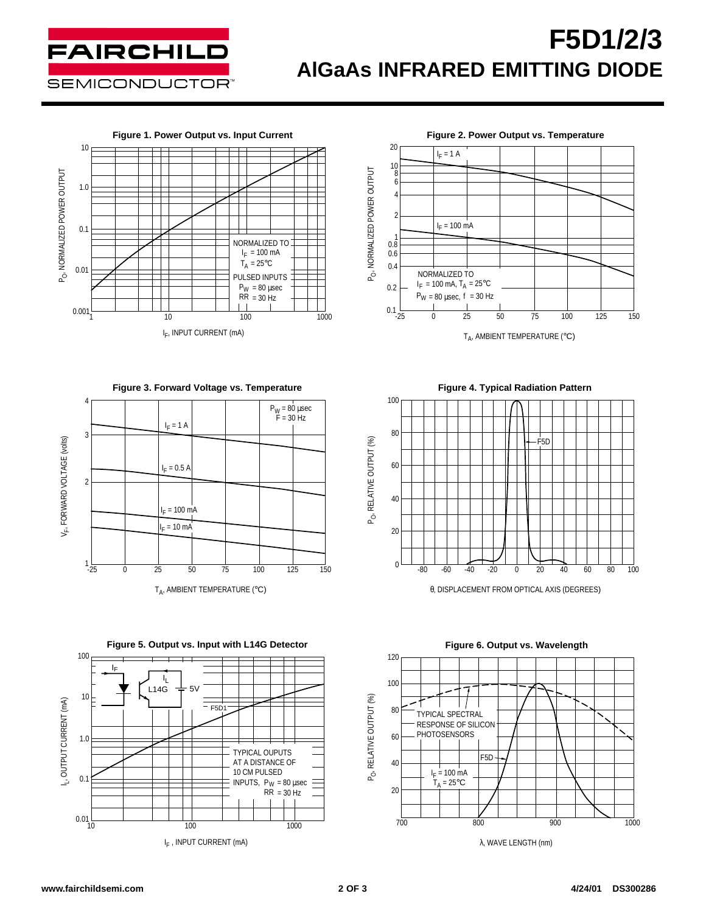# F5D1/2/3

## AlGaAs INFRARED EMITTING DIODE

**Figure 1. Power Output vs. Input Current**

$P_O$, NORMALIZED POWER OUTPUT

10
1.0
0.1
0.01
0.001

1
10
100
1000

$I_F$, INPUT CURRENT (mA)

NORMALIZED TO
$I_F$ = 100 mA
$T_A$ = 25°C
PULSED INPUTS
$P_W$ = 80 µsec
RR = 30 Hz

**Figure 2. Power Output vs. Temperature**

$P_O$, NORMALIZED POWER OUTPUT

20
10
8
6
4
2
1
0.8
0.6
0.4
0.2
0.1

-25
0
25
50
75
100
125
150

$T_A$, AMBIENT TEMPERATURE (°C)

$I_F$ = 1 A
$I_F$ = 100 mA

NORMALIZED TO
$I_F$ = 100 mA, $T_A$ = 25°C
$P_W$ = 80 µsec, f = 30 Hz

**Figure 3. Forward Voltage vs. Temperature**

$V_F$, FORWARD VOLTAGE (volts)

4
3
2
1

-25
0
25
50
75
100
125
150

$T_A$, AMBIENT TEMPERATURE (°C)

$P_W$ = 80 µsec
F = 30 Hz

$I_F$ = 1 A
$I_F$ = 0.5 A
$I_F$ = 100 mA
$I_F$ = 10 mA

**Figure 4. Typical Radiation Pattern**

$P_O$, RELATIVE OUTPUT (%)

100
80
60
40
20
0

-80
-60
-40
-20
0
20
40
60
80
100

θ, DISPLACEMENT FROM OPTICAL AXIS (DEGREES)

F5D

**Figure 5. Output vs. Input with L14G Detector**

$I_L$, OUTPUT CURRENT (mA)

100
10
1.0
0.1
0.01

10
100
1000

$I_F$ , INPUT CURRENT (mA)

$I_F$
$I_L$
L14G
5V
F5D1

TYPICAL OUPUTS
AT A DISTANCE OF
10 CM PULSED
INPUTS, $P_W$ = 80 µsec
RR = 30 Hz

**Figure 6. Output vs. Wavelength**

$P_O$, RELATIVE OUTPUT (%)

120
100
80
60
40
20

700
800
900
1000

λ, WAVE LENGTH (nm)

TYPICAL SPECTRAL
RESPONSE OF SILICON
PHOTOSENSORS

F5D

$I_F$ = 100 mA
$T_A$ = 25°C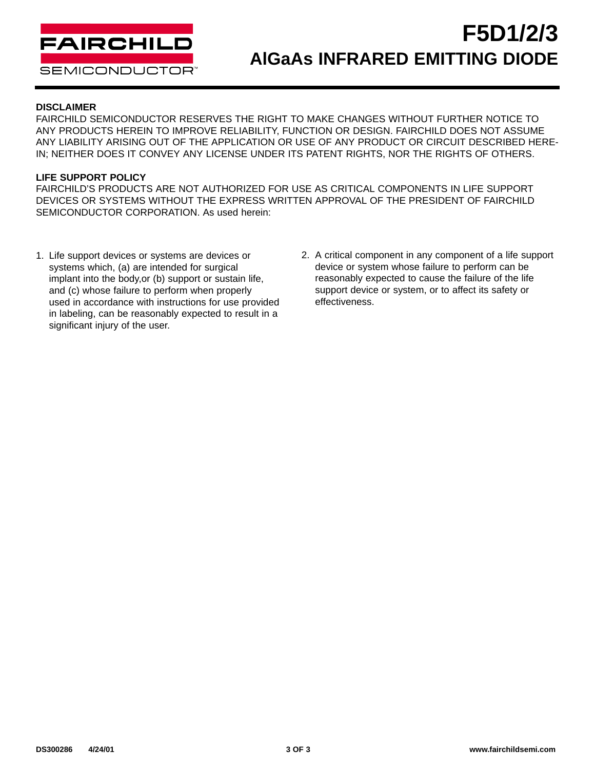# F5D1/2/3

## AlGaAs INFRARED EMITTING DIODE

**DISCLAIMER**

FAIRCHILD SEMICONDUCTOR RESERVES THE RIGHT TO MAKE CHANGES WITHOUT FURTHER NOTICE TO ANY PRODUCTS HEREIN TO IMPROVE RELIABILITY, FUNCTION OR DESIGN. FAIRCHILD DOES NOT ASSUME ANY LIABILITY ARISING OUT OF THE APPLICATION OR USE OF ANY PRODUCT OR CIRCUIT DESCRIBED HEREIN; NEITHER DOES IT CONVEY ANY LICENSE UNDER ITS PATENT RIGHTS, NOR THE RIGHTS OF OTHERS.

**LIFE SUPPORT POLICY**

FAIRCHILD'S PRODUCTS ARE NOT AUTHORIZED FOR USE AS CRITICAL COMPONENTS IN LIFE SUPPORT DEVICES OR SYSTEMS WITHOUT THE EXPRESS WRITTEN APPROVAL OF THE PRESIDENT OF FAIRCHILD SEMICONDUCTOR CORPORATION. As used herein:

1. Life support devices or systems are devices or systems which, (a) are intended for surgical implant into the body,or (b) support or sustain life, and (c) whose failure to perform when properly used in accordance with instructions for use provided in labeling, can be reasonably expected to result in a significant injury of the user.
2. A critical component in any component of a life support device or system whose failure to perform can be reasonably expected to cause the failure of the life support device or system, or to affect its safety or effectiveness.

DS300286 4/24/01 www.fairchildsemi.com